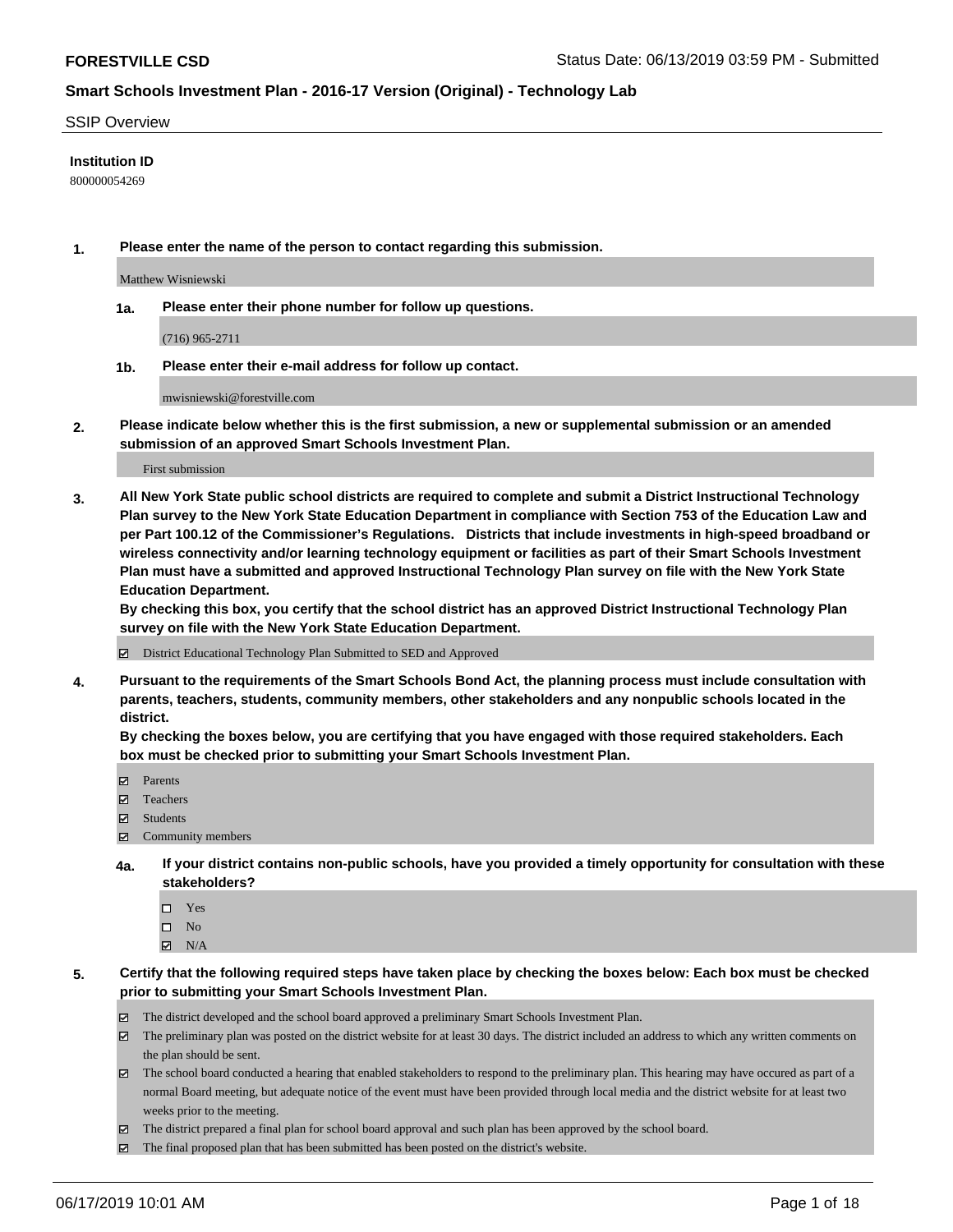**FORESTVILLE CSD** Status Date: 06/13/2019 03:59 PM - Submitted

**Smart Schools Investment Plan - 2016-17 Version (Original) - Technology Lab**

SSIP Overview

**Institution ID**

800000054269

**1. Please enter the name of the person to contact regarding this submission.**

Matthew Wisniewski

**1a. Please enter their phone number for follow up questions.**

(716) 965-2711

**1b. Please enter their e-mail address for follow up contact.**

mwisniewski@forestville.com

**2. Please indicate below whether this is the first submission, a new or supplemental submission or an amended submission of an approved Smart Schools Investment Plan.**

First submission

**3. All New York State public school districts are required to complete and submit a District Instructional Technology Plan survey to the New York State Education Department in compliance with Section 753 of the Education Law and per Part 100.12 of the Commissioner's Regulations. Districts that include investments in high-speed broadband or wireless connectivity and/or learning technology equipment or facilities as part of their Smart Schools Investment Plan must have a submitted and approved Instructional Technology Plan survey on file with the New York State Education Department.**
**By checking this box, you certify that the school district has an approved District Instructional Technology Plan survey on file with the New York State Education Department.**

- [x] District Educational Technology Plan Submitted to SED and Approved

**4. Pursuant to the requirements of the Smart Schools Bond Act, the planning process must include consultation with parents, teachers, students, community members, other stakeholders and any nonpublic schools located in the district.**
**By checking the boxes below, you are certifying that you have engaged with those required stakeholders. Each box must be checked prior to submitting your Smart Schools Investment Plan.**

- [x] Parents
- [x] Teachers
- [x] Students
- [x] Community members

**4a. If your district contains non-public schools, have you provided a timely opportunity for consultation with these stakeholders?**

- [ ] Yes
- [ ] No
- [x] N/A

**5. Certify that the following required steps have taken place by checking the boxes below: Each box must be checked prior to submitting your Smart Schools Investment Plan.**

- [x] The district developed and the school board approved a preliminary Smart Schools Investment Plan.
- [x] The preliminary plan was posted on the district website for at least 30 days. The district included an address to which any written comments on the plan should be sent.
- [x] The school board conducted a hearing that enabled stakeholders to respond to the preliminary plan. This hearing may have occured as part of a normal Board meeting, but adequate notice of the event must have been provided through local media and the district website for at least two weeks prior to the meeting.
- [x] The district prepared a final plan for school board approval and such plan has been approved by the school board.
- [x] The final proposed plan that has been submitted has been posted on the district's website.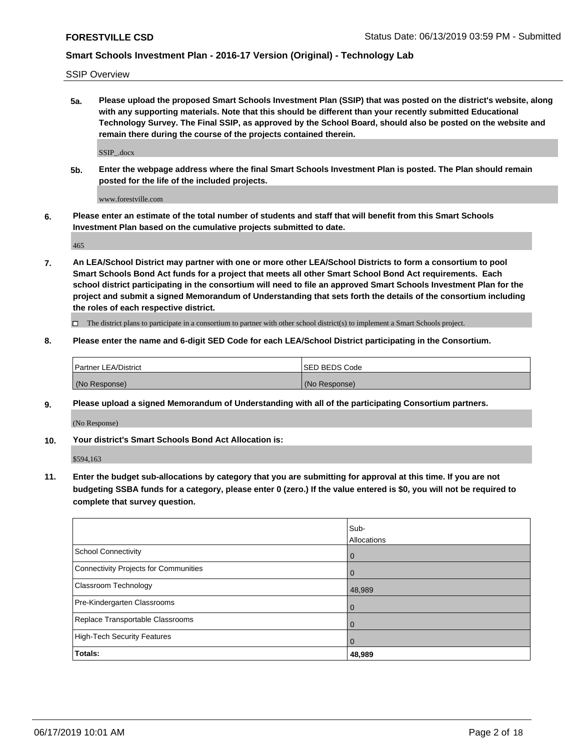## SSIP Overview

**5a. Please upload the proposed Smart Schools Investment Plan (SSIP) that was posted on the district's website, along with any supporting materials. Note that this should be different than your recently submitted Educational Technology Survey. The Final SSIP, as approved by the School Board, should also be posted on the website and remain there during the course of the projects contained therein.**

SSIP_.docx

**5b. Enter the webpage address where the final Smart Schools Investment Plan is posted. The Plan should remain posted for the life of the included projects.**

www.forestville.com

**6. Please enter an estimate of the total number of students and staff that will benefit from this Smart Schools Investment Plan based on the cumulative projects submitted to date.**

465

**7. An LEA/School District may partner with one or more other LEA/School Districts to form a consortium to pool Smart Schools Bond Act funds for a project that meets all other Smart School Bond Act requirements. Each school district participating in the consortium will need to file an approved Smart Schools Investment Plan for the project and submit a signed Memorandum of Understanding that sets forth the details of the consortium including the roles of each respective district.**

☐ The district plans to participate in a consortium to partner with other school district(s) to implement a Smart Schools project.

**8. Please enter the name and 6-digit SED Code for each LEA/School District participating in the Consortium.**

| Partner LEA/District | SED BEDS Code |
|---|---|
| (No Response) | (No Response) |

**9. Please upload a signed Memorandum of Understanding with all of the participating Consortium partners.**

(No Response)

**10. Your district's Smart Schools Bond Act Allocation is:**

$594,163

**11. Enter the budget sub-allocations by category that you are submitting for approval at this time. If you are not budgeting SSBA funds for a category, please enter 0 (zero.) If the value entered is $0, you will not be required to complete that survey question.**

| | Sub-Allocations |
|---|---|
| School Connectivity | 0 |
| Connectivity Projects for Communities | 0 |
| Classroom Technology | 48,989 |
| Pre-Kindergarten Classrooms | 0 |
| Replace Transportable Classrooms | 0 |
| High-Tech Security Features | 0 |
| **Totals:** | **48,989** |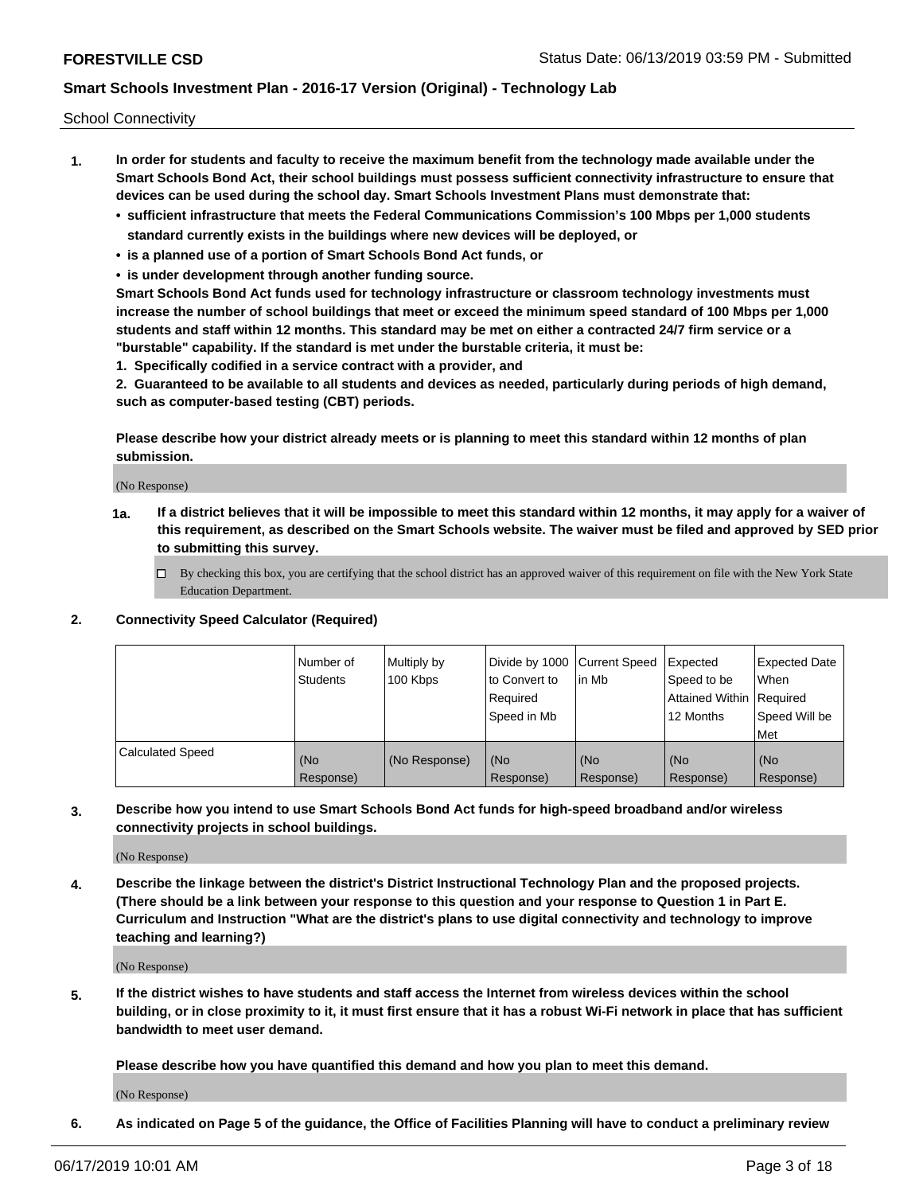School Connectivity

1. **In order for students and faculty to receive the maximum benefit from the technology made available under the Smart Schools Bond Act, their school buildings must possess sufficient connectivity infrastructure to ensure that devices can be used during the school day. Smart Schools Investment Plans must demonstrate that:**
   - **sufficient infrastructure that meets the Federal Communications Commission's 100 Mbps per 1,000 students standard currently exists in the buildings where new devices will be deployed, or**
   - **is a planned use of a portion of Smart Schools Bond Act funds, or**
   - **is under development through another funding source.**

   **Smart Schools Bond Act funds used for technology infrastructure or classroom technology investments must increase the number of school buildings that meet or exceed the minimum speed standard of 100 Mbps per 1,000 students and staff within 12 months. This standard may be met on either a contracted 24/7 firm service or a "burstable" capability. If the standard is met under the burstable criteria, it must be:**

   **1. Specifically codified in a service contract with a provider, and**

   **2. Guaranteed to be available to all students and devices as needed, particularly during periods of high demand, such as computer-based testing (CBT) periods.**

   **Please describe how your district already meets or is planning to meet this standard within 12 months of plan submission.**

   (No Response)

   **1a. If a district believes that it will be impossible to meet this standard within 12 months, it may apply for a waiver of this requirement, as described on the Smart Schools website. The waiver must be filed and approved by SED prior to submitting this survey.**

   ☐ By checking this box, you are certifying that the school district has an approved waiver of this requirement on file with the New York State Education Department.

2. **Connectivity Speed Calculator (Required)**

| | Number of Students | Multiply by 100 Kbps | Divide by 1000 to Convert to Required Speed in Mb | Current Speed in Mb | Expected Speed to be Attained Within 12 Months | Expected Date When Required Speed Will be Met |
|---|---|---|---|---|---|---|
| Calculated Speed | (No Response) | (No Response) | (No Response) | (No Response) | (No Response) | (No Response) |

3. **Describe how you intend to use Smart Schools Bond Act funds for high-speed broadband and/or wireless connectivity projects in school buildings.**

   (No Response)

4. **Describe the linkage between the district's District Instructional Technology Plan and the proposed projects. (There should be a link between your response to this question and your response to Question 1 in Part E. Curriculum and Instruction "What are the district's plans to use digital connectivity and technology to improve teaching and learning?)**

   (No Response)

5. **If the district wishes to have students and staff access the Internet from wireless devices within the school building, or in close proximity to it, it must first ensure that it has a robust Wi-Fi network in place that has sufficient bandwidth to meet user demand.**

   **Please describe how you have quantified this demand and how you plan to meet this demand.**

   (No Response)

6. **As indicated on Page 5 of the guidance, the Office of Facilities Planning will have to conduct a preliminary review**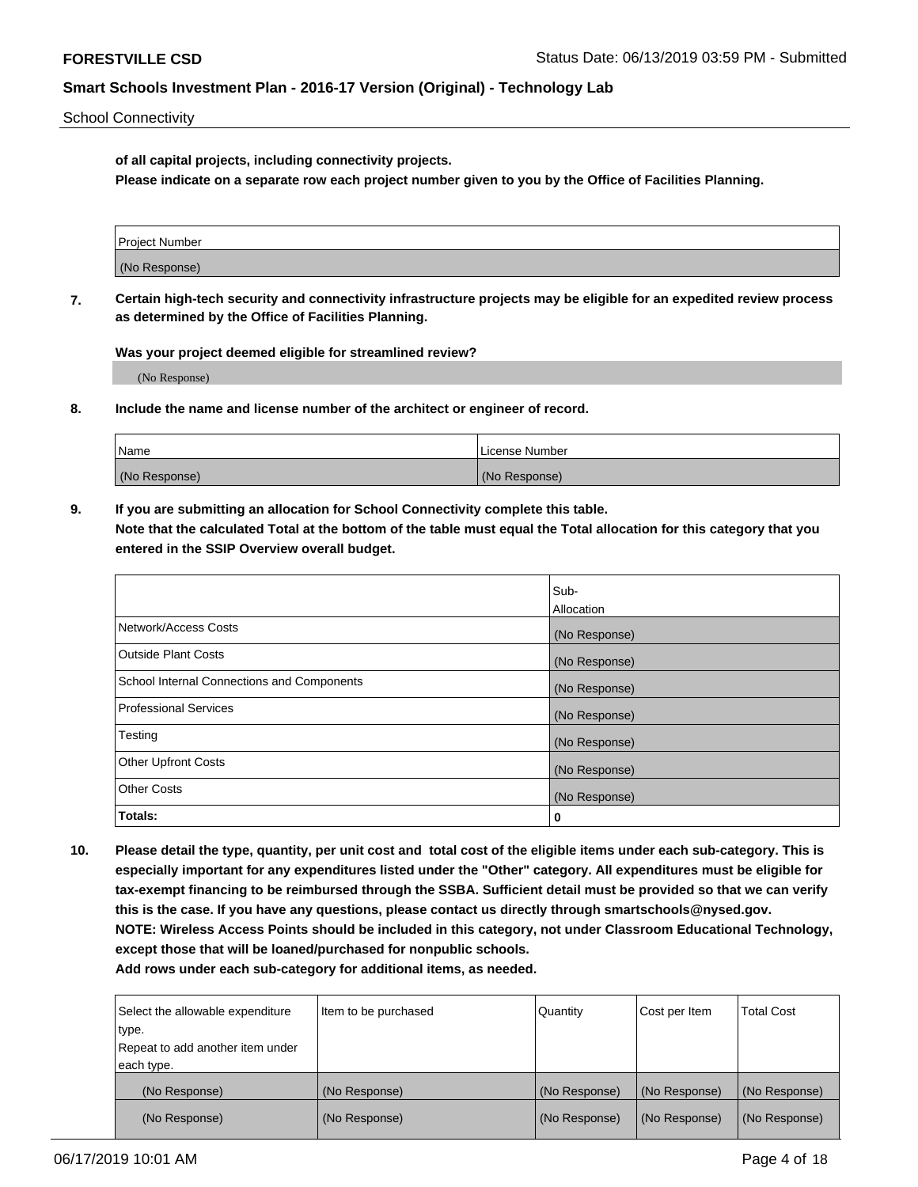of all capital projects, including connectivity projects.

**Please indicate on a separate row each project number given to you by the Office of Facilities Planning.**

| Project Number |
|---|
| (No Response) |

**7. Certain high-tech security and connectivity infrastructure projects may be eligible for an expedited review process as determined by the Office of Facilities Planning.**

**Was your project deemed eligible for streamlined review?**

(No Response)

**8. Include the name and license number of the architect or engineer of record.**

| Name | License Number |
|---|---|
| (No Response) | (No Response) |

**9. If you are submitting an allocation for School Connectivity complete this table. Note that the calculated Total at the bottom of the table must equal the Total allocation for this category that you entered in the SSIP Overview overall budget.**

| | Sub-Allocation |
|---|---|
| Network/Access Costs | (No Response) |
| Outside Plant Costs | (No Response) |
| School Internal Connections and Components | (No Response) |
| Professional Services | (No Response) |
| Testing | (No Response) |
| Other Upfront Costs | (No Response) |
| Other Costs | (No Response) |
| **Totals:** | 0 |

**10. Please detail the type, quantity, per unit cost and total cost of the eligible items under each sub-category. This is especially important for any expenditures listed under the "Other" category. All expenditures must be eligible for tax-exempt financing to be reimbursed through the SSBA. Sufficient detail must be provided so that we can verify this is the case. If you have any questions, please contact us directly through smartschools@nysed.gov. NOTE: Wireless Access Points should be included in this category, not under Classroom Educational Technology, except those that will be loaned/purchased for nonpublic schools. Add rows under each sub-category for additional items, as needed.**

| Select the allowable expenditure type. Repeat to add another item under each type. | Item to be purchased | Quantity | Cost per Item | Total Cost |
|---|---|---|---|---|
| (No Response) | (No Response) | (No Response) | (No Response) | (No Response) |
| (No Response) | (No Response) | (No Response) | (No Response) | (No Response) |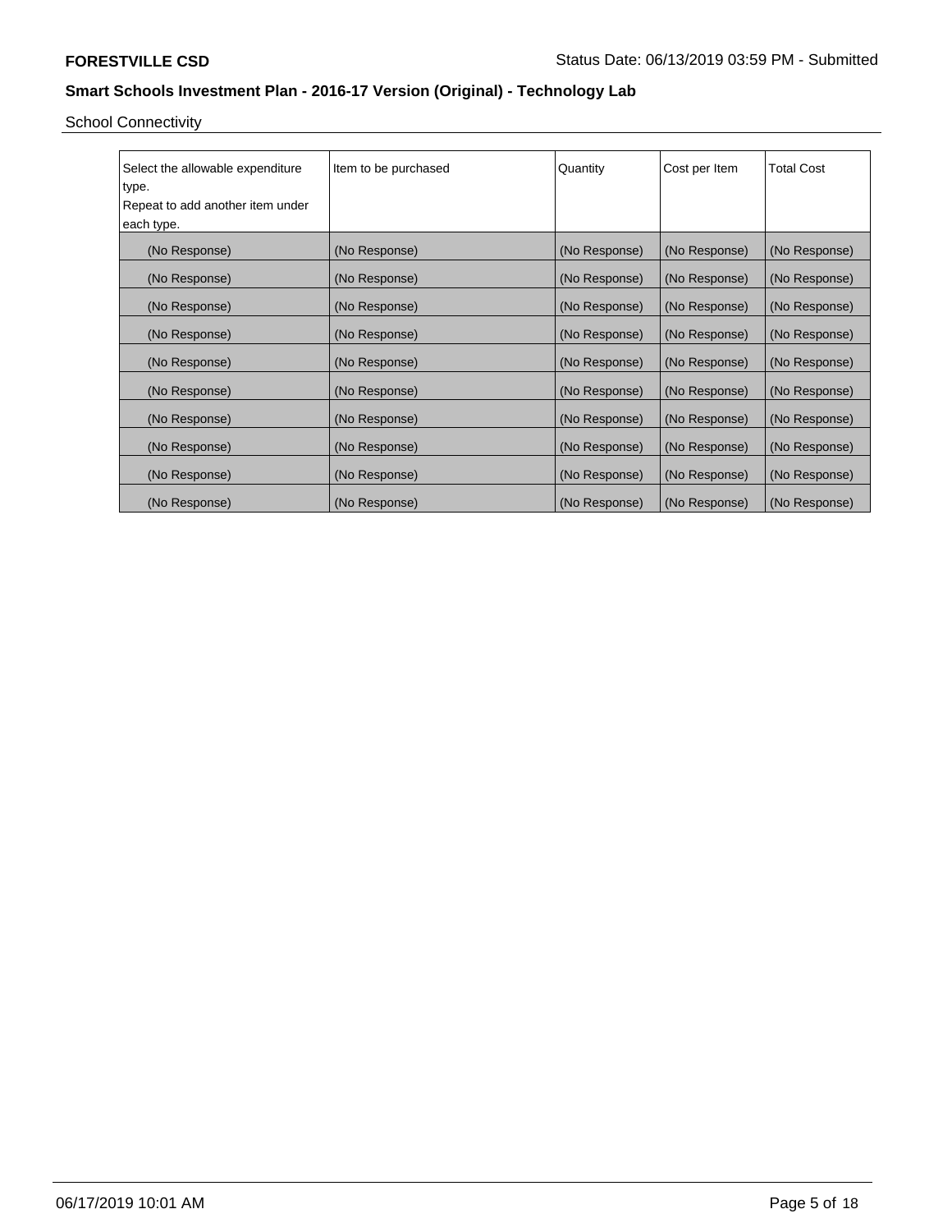**FORESTVILLE CSD** Status Date: 06/13/2019 03:59 PM - Submitted

**Smart Schools Investment Plan - 2016-17 Version (Original) - Technology Lab**

School Connectivity

| Select the allowable expenditure type. Repeat to add another item under each type. | Item to be purchased | Quantity | Cost per Item | Total Cost |
|---|---|---|---|---|
| (No Response) | (No Response) | (No Response) | (No Response) | (No Response) |
| (No Response) | (No Response) | (No Response) | (No Response) | (No Response) |
| (No Response) | (No Response) | (No Response) | (No Response) | (No Response) |
| (No Response) | (No Response) | (No Response) | (No Response) | (No Response) |
| (No Response) | (No Response) | (No Response) | (No Response) | (No Response) |
| (No Response) | (No Response) | (No Response) | (No Response) | (No Response) |
| (No Response) | (No Response) | (No Response) | (No Response) | (No Response) |
| (No Response) | (No Response) | (No Response) | (No Response) | (No Response) |
| (No Response) | (No Response) | (No Response) | (No Response) | (No Response) |
| (No Response) | (No Response) | (No Response) | (No Response) | (No Response) |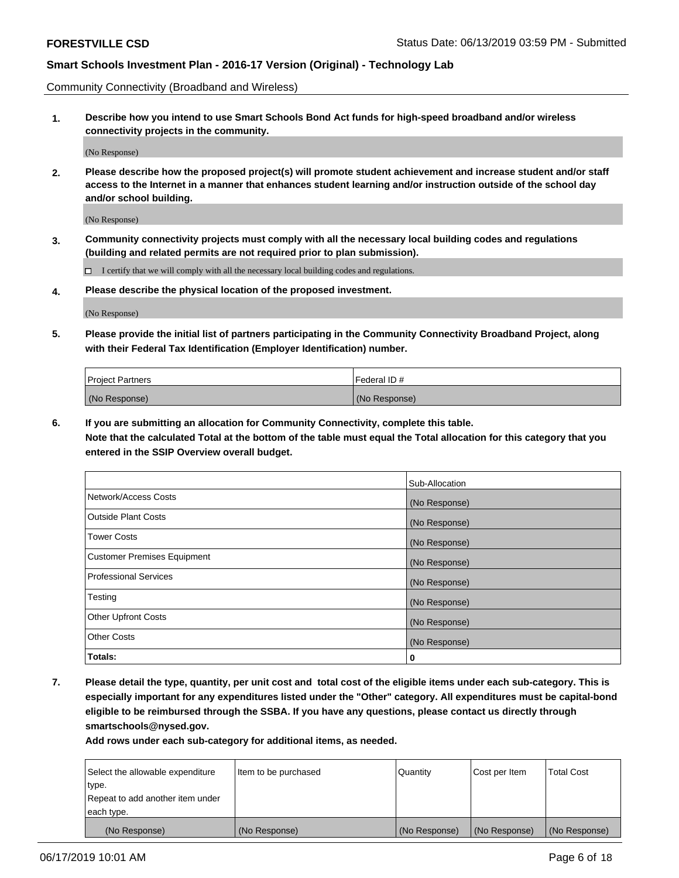**FORESTVILLE CSD** Status Date: 06/13/2019 03:59 PM - Submitted

**Smart Schools Investment Plan - 2016-17 Version (Original) - Technology Lab**

Community Connectivity (Broadband and Wireless)

**1. Describe how you intend to use Smart Schools Bond Act funds for high-speed broadband and/or wireless connectivity projects in the community.**

(No Response)

**2. Please describe how the proposed project(s) will promote student achievement and increase student and/or staff access to the Internet in a manner that enhances student learning and/or instruction outside of the school day and/or school building.**

(No Response)

**3. Community connectivity projects must comply with all the necessary local building codes and regulations (building and related permits are not required prior to plan submission).**

☐ I certify that we will comply with all the necessary local building codes and regulations.

**4. Please describe the physical location of the proposed investment.**

(No Response)

**5. Please provide the initial list of partners participating in the Community Connectivity Broadband Project, along with their Federal Tax Identification (Employer Identification) number.**

| Project Partners | Federal ID # |
| --- | --- |
| (No Response) | (No Response) |

**6. If you are submitting an allocation for Community Connectivity, complete this table.**
**Note that the calculated Total at the bottom of the table must equal the Total allocation for this category that you entered in the SSIP Overview overall budget.**

| | Sub-Allocation |
| --- | --- |
| Network/Access Costs | (No Response) |
| Outside Plant Costs | (No Response) |
| Tower Costs | (No Response) |
| Customer Premises Equipment | (No Response) |
| Professional Services | (No Response) |
| Testing | (No Response) |
| Other Upfront Costs | (No Response) |
| Other Costs | (No Response) |
| **Totals:** | **0** |

**7. Please detail the type, quantity, per unit cost and total cost of the eligible items under each sub-category. This is especially important for any expenditures listed under the "Other" category. All expenditures must be capital-bond eligible to be reimbursed through the SSBA. If you have any questions, please contact us directly through smartschools@nysed.gov.**
**Add rows under each sub-category for additional items, as needed.**

| Select the allowable expenditure type. Repeat to add another item under each type. | Item to be purchased | Quantity | Cost per Item | Total Cost |
| --- | --- | --- | --- | --- |
| (No Response) | (No Response) | (No Response) | (No Response) | (No Response) |

06/17/2019 10:01 AM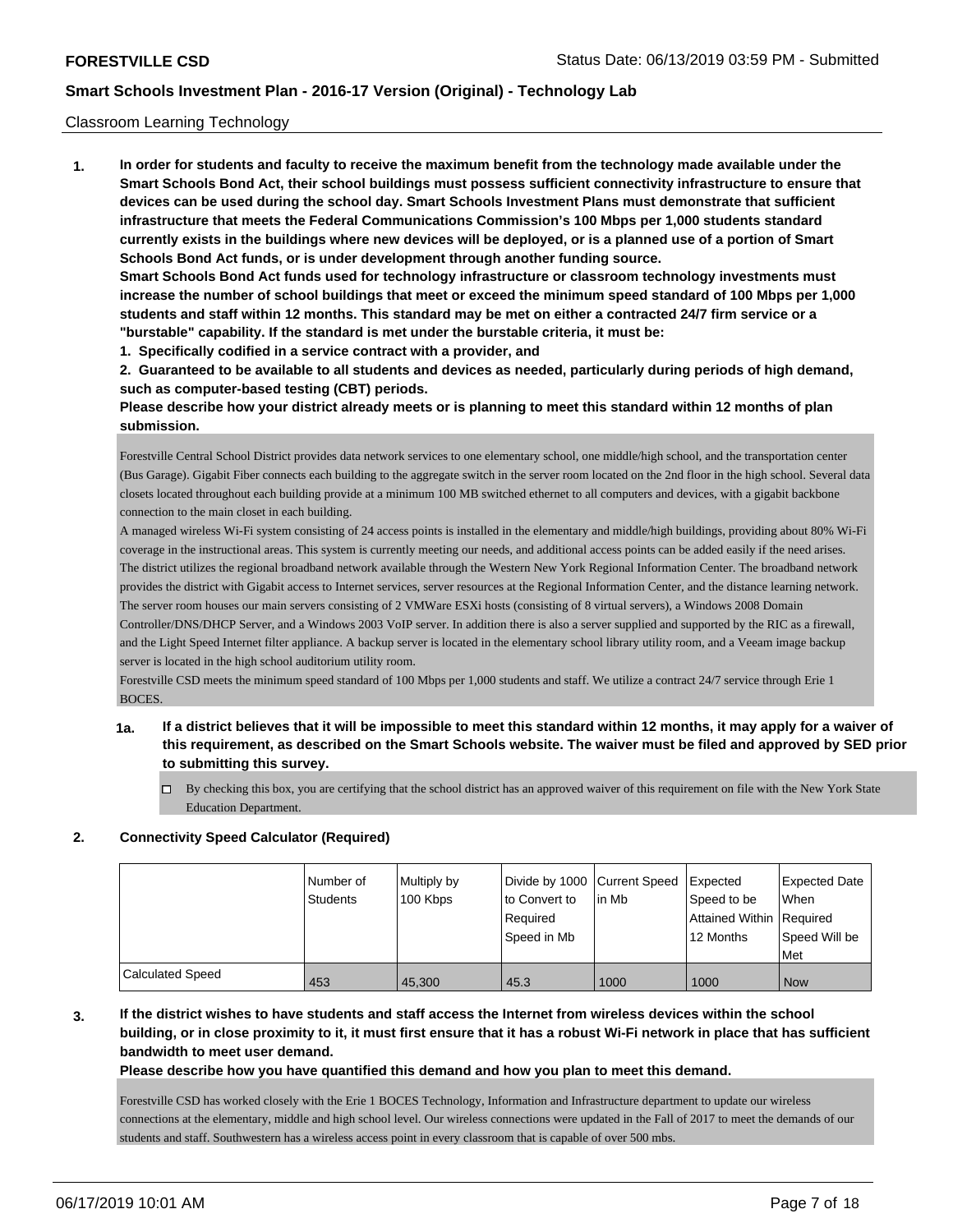Classroom Learning Technology

**1. In order for students and faculty to receive the maximum benefit from the technology made available under the Smart Schools Bond Act, their school buildings must possess sufficient connectivity infrastructure to ensure that devices can be used during the school day. Smart Schools Investment Plans must demonstrate that sufficient infrastructure that meets the Federal Communications Commission's 100 Mbps per 1,000 students standard currently exists in the buildings where new devices will be deployed, or is a planned use of a portion of Smart Schools Bond Act funds, or is under development through another funding source.**

**Smart Schools Bond Act funds used for technology infrastructure or classroom technology investments must increase the number of school buildings that meet or exceed the minimum speed standard of 100 Mbps per 1,000 students and staff within 12 months. This standard may be met on either a contracted 24/7 firm service or a "burstable" capability. If the standard is met under the burstable criteria, it must be:**

**1. Specifically codified in a service contract with a provider, and**

**2. Guaranteed to be available to all students and devices as needed, particularly during periods of high demand, such as computer-based testing (CBT) periods.**

**Please describe how your district already meets or is planning to meet this standard within 12 months of plan submission.**

Forestville Central School District provides data network services to one elementary school, one middle/high school, and the transportation center (Bus Garage). Gigabit Fiber connects each building to the aggregate switch in the server room located on the 2nd floor in the high school. Several data closets located throughout each building provide at a minimum 100 MB switched ethernet to all computers and devices, with a gigabit backbone connection to the main closet in each building.

A managed wireless Wi-Fi system consisting of 24 access points is installed in the elementary and middle/high buildings, providing about 80% Wi-Fi coverage in the instructional areas. This system is currently meeting our needs, and additional access points can be added easily if the need arises.

The district utilizes the regional broadband network available through the Western New York Regional Information Center. The broadband network provides the district with Gigabit access to Internet services, server resources at the Regional Information Center, and the distance learning network. The server room houses our main servers consisting of 2 VMWare ESXi hosts (consisting of 8 virtual servers), a Windows 2008 Domain Controller/DNS/DHCP Server, and a Windows 2003 VoIP server. In addition there is also a server supplied and supported by the RIC as a firewall, and the Light Speed Internet filter appliance. A backup server is located in the elementary school library utility room, and a Veeam image backup server is located in the high school auditorium utility room.

Forestville CSD meets the minimum speed standard of 100 Mbps per 1,000 students and staff. We utilize a contract 24/7 service through Erie 1 BOCES.

**1a. If a district believes that it will be impossible to meet this standard within 12 months, it may apply for a waiver of this requirement, as described on the Smart Schools website. The waiver must be filed and approved by SED prior to submitting this survey.**

- ☐ By checking this box, you are certifying that the school district has an approved waiver of this requirement on file with the New York State Education Department.

**2. Connectivity Speed Calculator (Required)**

| | Number of Students | Multiply by 100 Kbps | Divide by 1000 to Convert to Required Speed in Mb | Current Speed in Mb | Expected Speed to be Attained Within 12 Months | Expected Date When Required Speed Will be Met |
|---|---|---|---|---|---|---|
| Calculated Speed | 453 | 45,300 | 45.3 | 1000 | 1000 | Now |

**3. If the district wishes to have students and staff access the Internet from wireless devices within the school building, or in close proximity to it, it must first ensure that it has a robust Wi-Fi network in place that has sufficient bandwidth to meet user demand.**

**Please describe how you have quantified this demand and how you plan to meet this demand.**

Forestville CSD has worked closely with the Erie 1 BOCES Technology, Information and Infrastructure department to update our wireless connections at the elementary, middle and high school level. Our wireless connections were updated in the Fall of 2017 to meet the demands of our students and staff. Southwestern has a wireless access point in every classroom that is capable of over 500 mbs.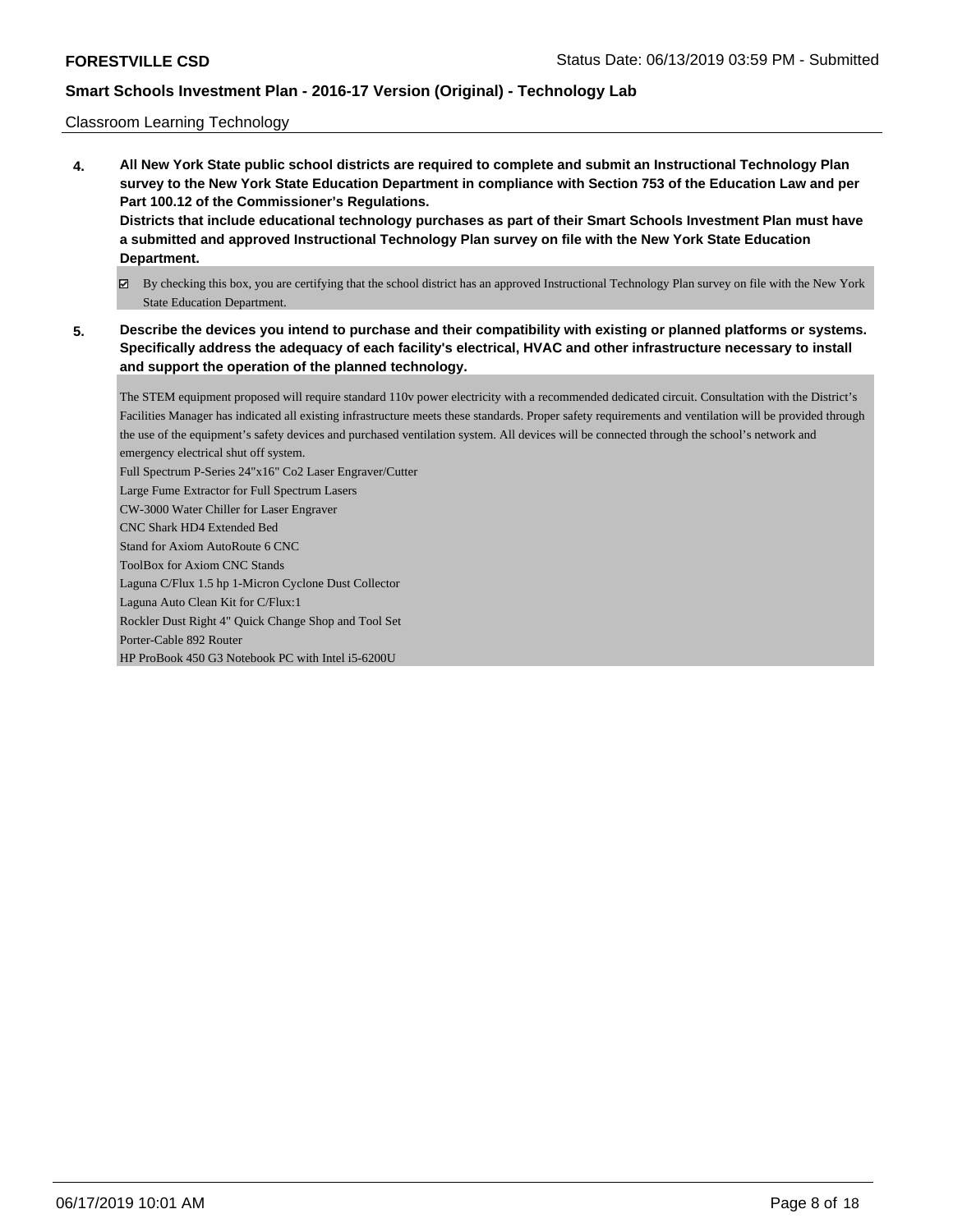Classroom Learning Technology

**4. All New York State public school districts are required to complete and submit an Instructional Technology Plan survey to the New York State Education Department in compliance with Section 753 of the Education Law and per Part 100.12 of the Commissioner's Regulations.**
**Districts that include educational technology purchases as part of their Smart Schools Investment Plan must have a submitted and approved Instructional Technology Plan survey on file with the New York State Education Department.**

☑ By checking this box, you are certifying that the school district has an approved Instructional Technology Plan survey on file with the New York State Education Department.

**5. Describe the devices you intend to purchase and their compatibility with existing or planned platforms or systems. Specifically address the adequacy of each facility's electrical, HVAC and other infrastructure necessary to install and support the operation of the planned technology.**

The STEM equipment proposed will require standard 110v power electricity with a recommended dedicated circuit. Consultation with the District's Facilities Manager has indicated all existing infrastructure meets these standards. Proper safety requirements and ventilation will be provided through the use of the equipment's safety devices and purchased ventilation system. All devices will be connected through the school's network and emergency electrical shut off system.
Full Spectrum P-Series 24"x16" Co2 Laser Engraver/Cutter
Large Fume Extractor for Full Spectrum Lasers
CW-3000 Water Chiller for Laser Engraver
CNC Shark HD4 Extended Bed
Stand for Axiom AutoRoute 6 CNC
ToolBox for Axiom CNC Stands
Laguna C/Flux 1.5 hp 1-Micron Cyclone Dust Collector
Laguna Auto Clean Kit for C/Flux:1
Rockler Dust Right 4" Quick Change Shop and Tool Set
Porter-Cable 892 Router
HP ProBook 450 G3 Notebook PC with Intel i5-6200U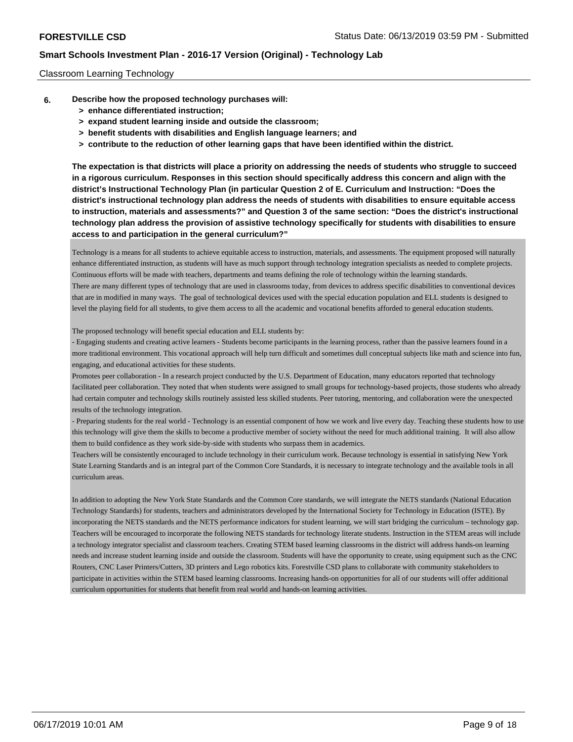Classroom Learning Technology

**6. Describe how the proposed technology purchases will:**

- **> enhance differentiated instruction;**
- **> expand student learning inside and outside the classroom;**
- **> benefit students with disabilities and English language learners; and**
- **> contribute to the reduction of other learning gaps that have been identified within the district.**

**The expectation is that districts will place a priority on addressing the needs of students who struggle to succeed in a rigorous curriculum. Responses in this section should specifically address this concern and align with the district's Instructional Technology Plan (in particular Question 2 of E. Curriculum and Instruction: "Does the district's instructional technology plan address the needs of students with disabilities to ensure equitable access to instruction, materials and assessments?" and Question 3 of the same section: "Does the district's instructional technology plan address the provision of assistive technology specifically for students with disabilities to ensure access to and participation in the general curriculum?"**

Technology is a means for all students to achieve equitable access to instruction, materials, and assessments. The equipment proposed will naturally enhance differentiated instruction, as students will have as much support through technology integration specialists as needed to complete projects. Continuous efforts will be made with teachers, departments and teams defining the role of technology within the learning standards.
There are many different types of technology that are used in classrooms today, from devices to address specific disabilities to conventional devices that are in modified in many ways. The goal of technological devices used with the special education population and ELL students is designed to level the playing field for all students, to give them access to all the academic and vocational benefits afforded to general education students.

The proposed technology will benefit special education and ELL students by:
- Engaging students and creating active learners - Students become participants in the learning process, rather than the passive learners found in a more traditional environment. This vocational approach will help turn difficult and sometimes dull conceptual subjects like math and science into fun, engaging, and educational activities for these students.
Promotes peer collaboration - In a research project conducted by the U.S. Department of Education, many educators reported that technology facilitated peer collaboration. They noted that when students were assigned to small groups for technology-based projects, those students who already had certain computer and technology skills routinely assisted less skilled students. Peer tutoring, mentoring, and collaboration were the unexpected results of the technology integration.
- Preparing students for the real world - Technology is an essential component of how we work and live every day. Teaching these students how to use this technology will give them the skills to become a productive member of society without the need for much additional training. It will also allow them to build confidence as they work side-by-side with students who surpass them in academics.
Teachers will be consistently encouraged to include technology in their curriculum work. Because technology is essential in satisfying New York State Learning Standards and is an integral part of the Common Core Standards, it is necessary to integrate technology and the available tools in all curriculum areas.

In addition to adopting the New York State Standards and the Common Core standards, we will integrate the NETS standards (National Education Technology Standards) for students, teachers and administrators developed by the International Society for Technology in Education (ISTE). By incorporating the NETS standards and the NETS performance indicators for student learning, we will start bridging the curriculum – technology gap. Teachers will be encouraged to incorporate the following NETS standards for technology literate students. Instruction in the STEM areas will include a technology integrator specialist and classroom teachers. Creating STEM based learning classrooms in the district will address hands-on learning needs and increase student learning inside and outside the classroom. Students will have the opportunity to create, using equipment such as the CNC Routers, CNC Laser Printers/Cutters, 3D printers and Lego robotics kits. Forestville CSD plans to collaborate with community stakeholders to participate in activities within the STEM based learning classrooms. Increasing hands-on opportunities for all of our students will offer additional curriculum opportunities for students that benefit from real world and hands-on learning activities.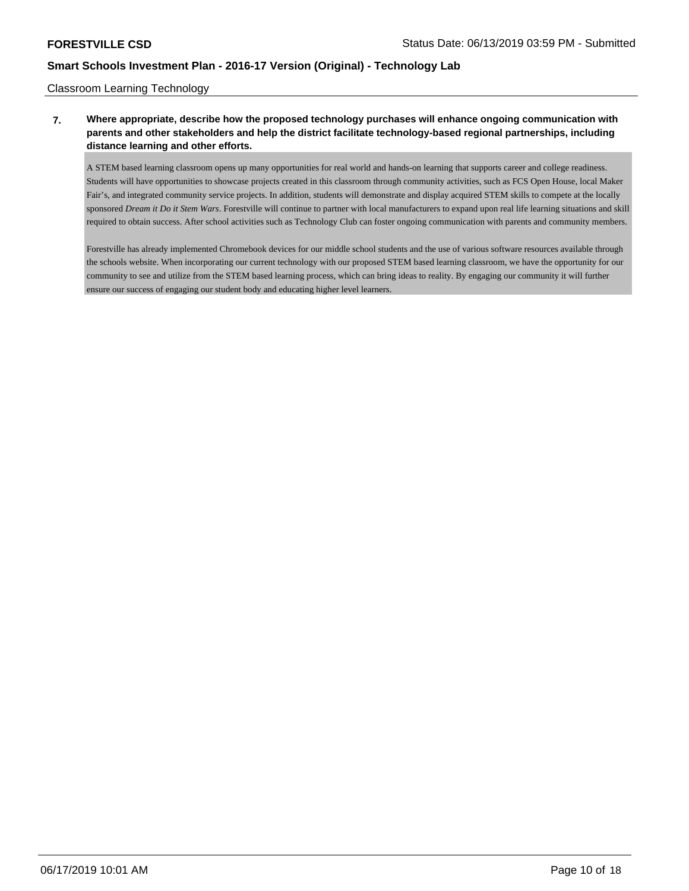Classroom Learning Technology

**7. Where appropriate, describe how the proposed technology purchases will enhance ongoing communication with parents and other stakeholders and help the district facilitate technology-based regional partnerships, including distance learning and other efforts.**

A STEM based learning classroom opens up many opportunities for real world and hands-on learning that supports career and college readiness. Students will have opportunities to showcase projects created in this classroom through community activities, such as FCS Open House, local Maker Fair's, and integrated community service projects. In addition, students will demonstrate and display acquired STEM skills to compete at the locally sponsored *Dream it Do it Stem Wars*. Forestville will continue to partner with local manufacturers to expand upon real life learning situations and skill required to obtain success. After school activities such as Technology Club can foster ongoing communication with parents and community members.

Forestville has already implemented Chromebook devices for our middle school students and the use of various software resources available through the schools website. When incorporating our current technology with our proposed STEM based learning classroom, we have the opportunity for our community to see and utilize from the STEM based learning process, which can bring ideas to reality. By engaging our community it will further ensure our success of engaging our student body and educating higher level learners.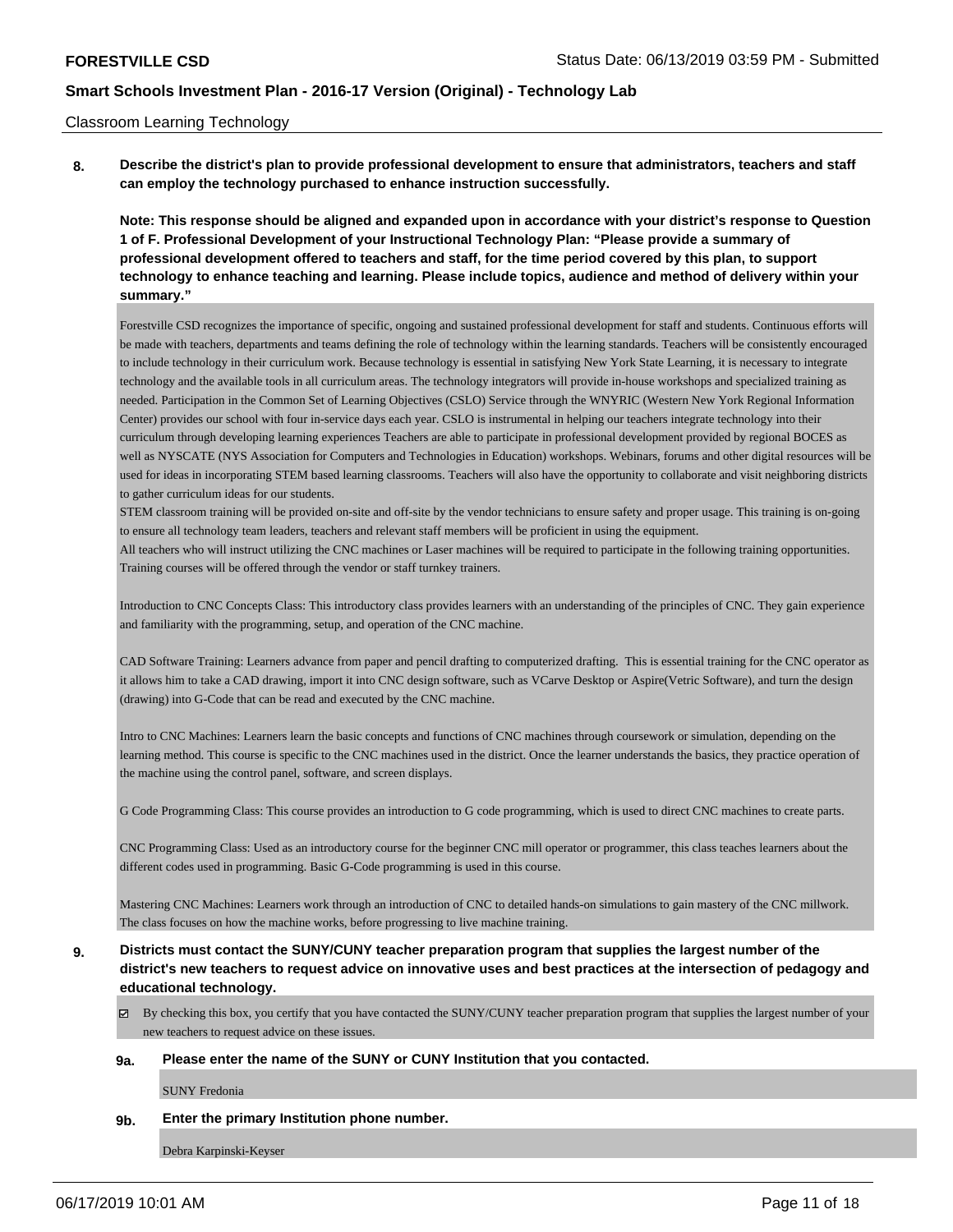Classroom Learning Technology

**8. Describe the district's plan to provide professional development to ensure that administrators, teachers and staff can employ the technology purchased to enhance instruction successfully.**

**Note: This response should be aligned and expanded upon in accordance with your district's response to Question 1 of F. Professional Development of your Instructional Technology Plan: "Please provide a summary of professional development offered to teachers and staff, for the time period covered by this plan, to support technology to enhance teaching and learning. Please include topics, audience and method of delivery within your summary."**

Forestville CSD recognizes the importance of specific, ongoing and sustained professional development for staff and students. Continuous efforts will be made with teachers, departments and teams defining the role of technology within the learning standards. Teachers will be consistently encouraged to include technology in their curriculum work. Because technology is essential in satisfying New York State Learning, it is necessary to integrate technology and the available tools in all curriculum areas. The technology integrators will provide in-house workshops and specialized training as needed. Participation in the Common Set of Learning Objectives (CSLO) Service through the WNYRIC (Western New York Regional Information Center) provides our school with four in-service days each year. CSLO is instrumental in helping our teachers integrate technology into their curriculum through developing learning experiences Teachers are able to participate in professional development provided by regional BOCES as well as NYSCATE (NYS Association for Computers and Technologies in Education) workshops. Webinars, forums and other digital resources will be used for ideas in incorporating STEM based learning classrooms. Teachers will also have the opportunity to collaborate and visit neighboring districts to gather curriculum ideas for our students.
STEM classroom training will be provided on-site and off-site by the vendor technicians to ensure safety and proper usage. This training is on-going to ensure all technology team leaders, teachers and relevant staff members will be proficient in using the equipment.
All teachers who will instruct utilizing the CNC machines or Laser machines will be required to participate in the following training opportunities. Training courses will be offered through the vendor or staff turnkey trainers.

Introduction to CNC Concepts Class: This introductory class provides learners with an understanding of the principles of CNC. They gain experience and familiarity with the programming, setup, and operation of the CNC machine.

CAD Software Training: Learners advance from paper and pencil drafting to computerized drafting. This is essential training for the CNC operator as it allows him to take a CAD drawing, import it into CNC design software, such as VCarve Desktop or Aspire(Vetric Software), and turn the design (drawing) into G-Code that can be read and executed by the CNC machine.

Intro to CNC Machines: Learners learn the basic concepts and functions of CNC machines through coursework or simulation, depending on the learning method. This course is specific to the CNC machines used in the district. Once the learner understands the basics, they practice operation of the machine using the control panel, software, and screen displays.

G Code Programming Class: This course provides an introduction to G code programming, which is used to direct CNC machines to create parts.

CNC Programming Class: Used as an introductory course for the beginner CNC mill operator or programmer, this class teaches learners about the different codes used in programming. Basic G-Code programming is used in this course.

Mastering CNC Machines: Learners work through an introduction of CNC to detailed hands-on simulations to gain mastery of the CNC millwork. The class focuses on how the machine works, before progressing to live machine training.

**9. Districts must contact the SUNY/CUNY teacher preparation program that supplies the largest number of the district's new teachers to request advice on innovative uses and best practices at the intersection of pedagogy and educational technology.**

☑ By checking this box, you certify that you have contacted the SUNY/CUNY teacher preparation program that supplies the largest number of your new teachers to request advice on these issues.

**9a. Please enter the name of the SUNY or CUNY Institution that you contacted.**

SUNY Fredonia

**9b. Enter the primary Institution phone number.**

Debra Karpinski-Keyser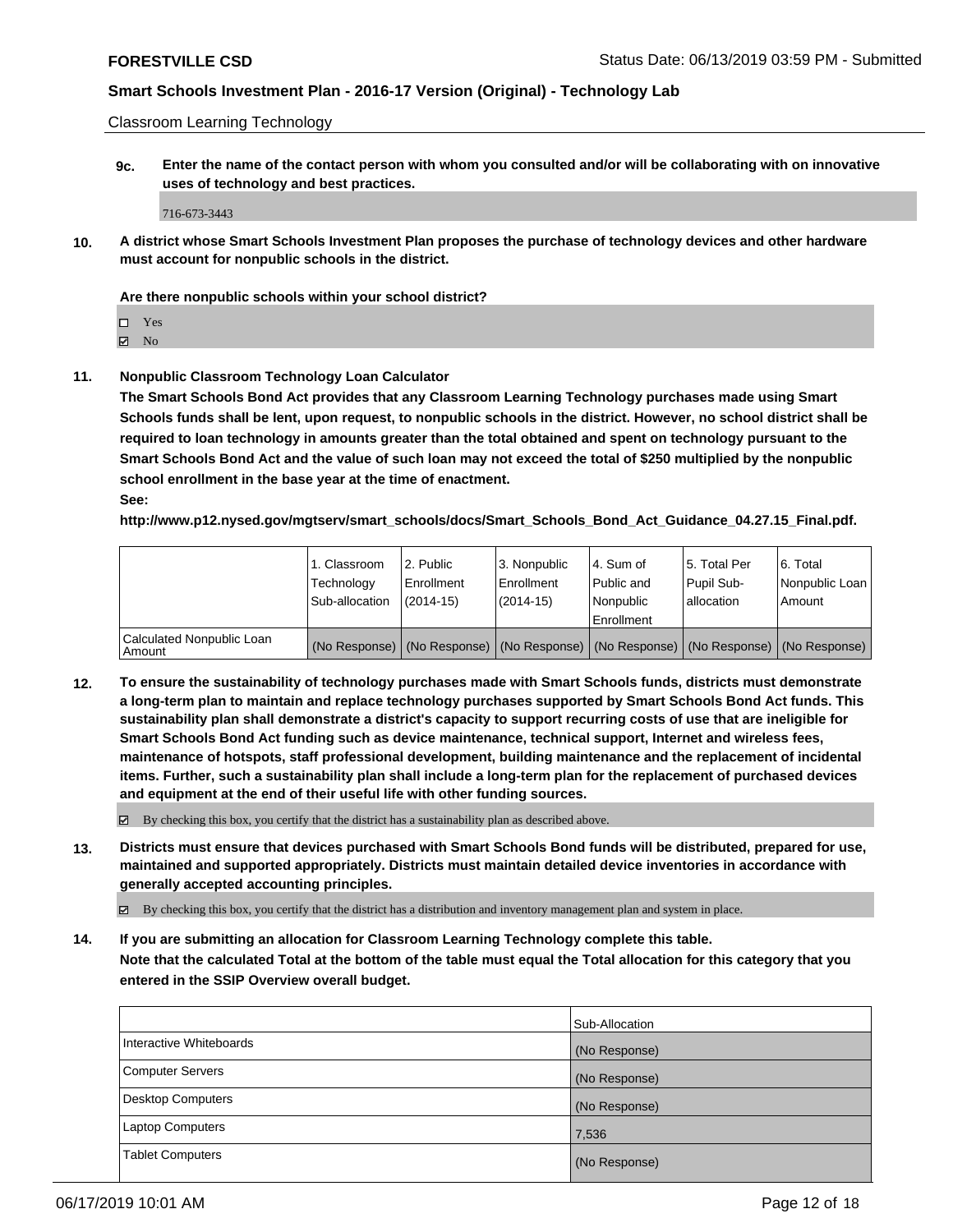Classroom Learning Technology

**9c. Enter the name of the contact person with whom you consulted and/or will be collaborating with on innovative uses of technology and best practices.**

716-673-3443

**10. A district whose Smart Schools Investment Plan proposes the purchase of technology devices and other hardware must account for nonpublic schools in the district.**

**Are there nonpublic schools within your school district?**

- ☐ Yes
- ☑ No

**11. Nonpublic Classroom Technology Loan Calculator**

**The Smart Schools Bond Act provides that any Classroom Learning Technology purchases made using Smart Schools funds shall be lent, upon request, to nonpublic schools in the district. However, no school district shall be required to loan technology in amounts greater than the total obtained and spent on technology pursuant to the Smart Schools Bond Act and the value of such loan may not exceed the total of $250 multiplied by the nonpublic school enrollment in the base year at the time of enactment.**

**See:**

**http://www.p12.nysed.gov/mgtserv/smart_schools/docs/Smart_Schools_Bond_Act_Guidance_04.27.15_Final.pdf.**

| | 1. Classroom Technology Sub-allocation | 2. Public Enrollment (2014-15) | 3. Nonpublic Enrollment (2014-15) | 4. Sum of Public and Nonpublic Enrollment | 5. Total Per Pupil Sub-allocation | 6. Total Nonpublic Loan Amount |
|---|---|---|---|---|---|---|
| Calculated Nonpublic Loan Amount | (No Response) | (No Response) | (No Response) | (No Response) | (No Response) | (No Response) |

**12. To ensure the sustainability of technology purchases made with Smart Schools funds, districts must demonstrate a long-term plan to maintain and replace technology purchases supported by Smart Schools Bond Act funds. This sustainability plan shall demonstrate a district's capacity to support recurring costs of use that are ineligible for Smart Schools Bond Act funding such as device maintenance, technical support, Internet and wireless fees, maintenance of hotspots, staff professional development, building maintenance and the replacement of incidental items. Further, such a sustainability plan shall include a long-term plan for the replacement of purchased devices and equipment at the end of their useful life with other funding sources.**

☑ By checking this box, you certify that the district has a sustainability plan as described above.

**13. Districts must ensure that devices purchased with Smart Schools Bond funds will be distributed, prepared for use, maintained and supported appropriately. Districts must maintain detailed device inventories in accordance with generally accepted accounting principles.**

☑ By checking this box, you certify that the district has a distribution and inventory management plan and system in place.

**14. If you are submitting an allocation for Classroom Learning Technology complete this table. Note that the calculated Total at the bottom of the table must equal the Total allocation for this category that you entered in the SSIP Overview overall budget.**

| | Sub-Allocation |
|---|---|
| Interactive Whiteboards | (No Response) |
| Computer Servers | (No Response) |
| Desktop Computers | (No Response) |
| Laptop Computers | 7,536 |
| Tablet Computers | (No Response) |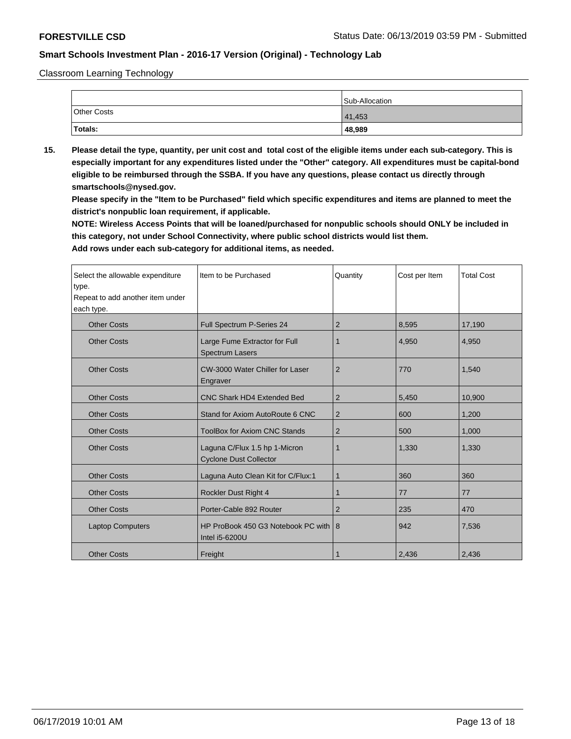Classroom Learning Technology

| | Sub-Allocation |
| --- | --- |
| Other Costs | 41,453 |
| **Totals:** | **48,989** |

**15. Please detail the type, quantity, per unit cost and total cost of the eligible items under each sub-category. This is especially important for any expenditures listed under the "Other" category. All expenditures must be capital-bond eligible to be reimbursed through the SSBA. If you have any questions, please contact us directly through smartschools@nysed.gov.**

**Please specify in the "Item to be Purchased" field which specific expenditures and items are planned to meet the district's nonpublic loan requirement, if applicable.**

**NOTE: Wireless Access Points that will be loaned/purchased for nonpublic schools should ONLY be included in this category, not under School Connectivity, where public school districts would list them.**

**Add rows under each sub-category for additional items, as needed.**

| Select the allowable expenditure type. Repeat to add another item under each type. | Item to be Purchased | Quantity | Cost per Item | Total Cost |
| --- | --- | --- | --- | --- |
| Other Costs | Full Spectrum P-Series 24 | 2 | 8,595 | 17,190 |
| Other Costs | Large Fume Extractor for Full Spectrum Lasers | 1 | 4,950 | 4,950 |
| Other Costs | CW-3000 Water Chiller for Laser Engraver | 2 | 770 | 1,540 |
| Other Costs | CNC Shark HD4 Extended Bed | 2 | 5,450 | 10,900 |
| Other Costs | Stand for Axiom AutoRoute 6 CNC | 2 | 600 | 1,200 |
| Other Costs | ToolBox for Axiom CNC Stands | 2 | 500 | 1,000 |
| Other Costs | Laguna C/Flux 1.5 hp 1-Micron Cyclone Dust Collector | 1 | 1,330 | 1,330 |
| Other Costs | Laguna Auto Clean Kit for C/Flux:1 | 1 | 360 | 360 |
| Other Costs | Rockler Dust Right 4 | 1 | 77 | 77 |
| Other Costs | Porter-Cable 892 Router | 2 | 235 | 470 |
| Laptop Computers | HP ProBook 450 G3 Notebook PC with Intel i5-6200U | 8 | 942 | 7,536 |
| Other Costs | Freight | 1 | 2,436 | 2,436 |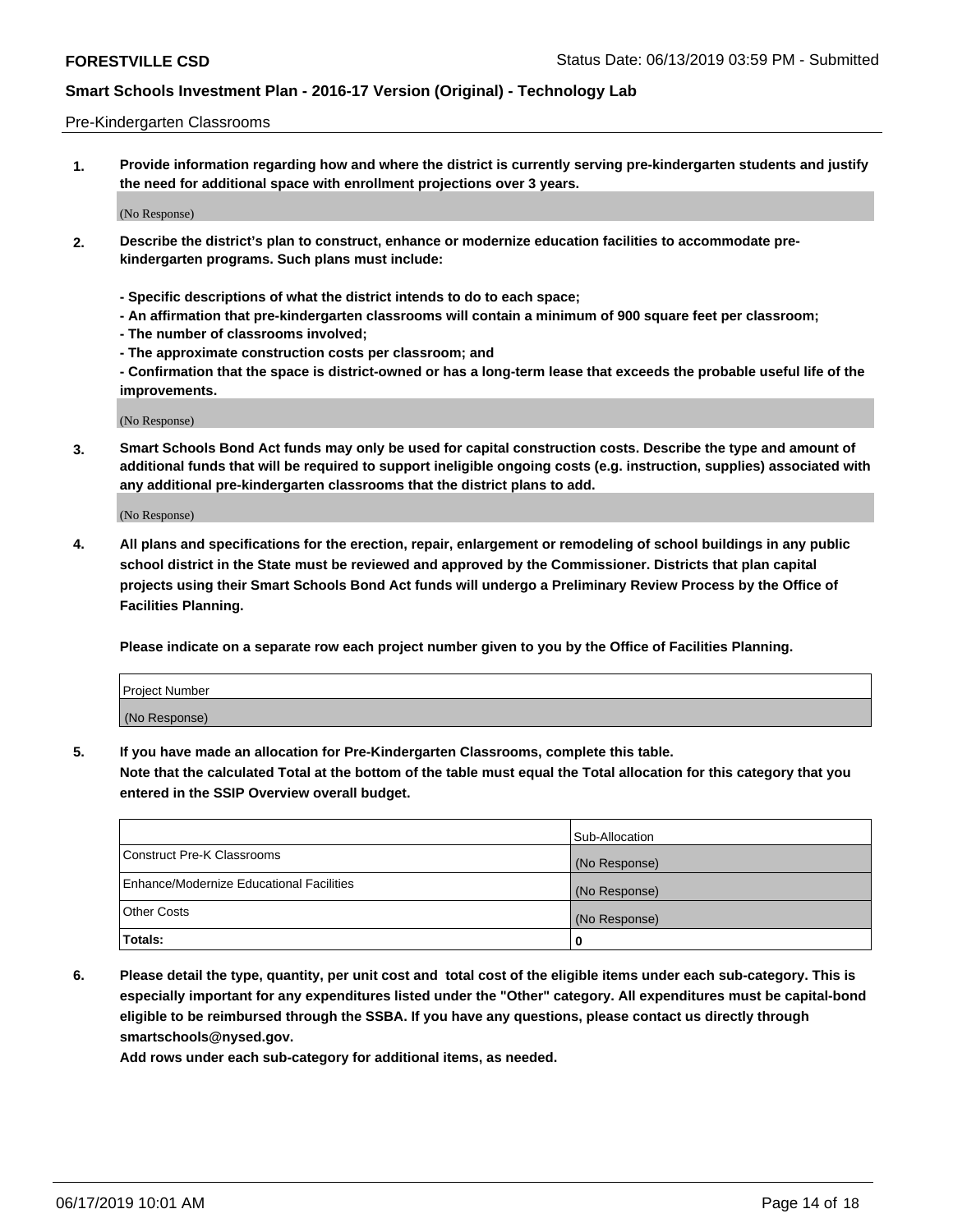Pre-Kindergarten Classrooms

**1. Provide information regarding how and where the district is currently serving pre-kindergarten students and justify the need for additional space with enrollment projections over 3 years.**

(No Response)

**2. Describe the district's plan to construct, enhance or modernize education facilities to accommodate pre-kindergarten programs. Such plans must include:**

**- Specific descriptions of what the district intends to do to each space;**
**- An affirmation that pre-kindergarten classrooms will contain a minimum of 900 square feet per classroom;**
**- The number of classrooms involved;**
**- The approximate construction costs per classroom; and**
**- Confirmation that the space is district-owned or has a long-term lease that exceeds the probable useful life of the improvements.**

(No Response)

**3. Smart Schools Bond Act funds may only be used for capital construction costs. Describe the type and amount of additional funds that will be required to support ineligible ongoing costs (e.g. instruction, supplies) associated with any additional pre-kindergarten classrooms that the district plans to add.**

(No Response)

**4. All plans and specifications for the erection, repair, enlargement or remodeling of school buildings in any public school district in the State must be reviewed and approved by the Commissioner. Districts that plan capital projects using their Smart Schools Bond Act funds will undergo a Preliminary Review Process by the Office of Facilities Planning.**

**Please indicate on a separate row each project number given to you by the Office of Facilities Planning.**

| Project Number |
|---|
| (No Response) |

**5. If you have made an allocation for Pre-Kindergarten Classrooms, complete this table.**
**Note that the calculated Total at the bottom of the table must equal the Total allocation for this category that you entered in the SSIP Overview overall budget.**

| | Sub-Allocation |
|---|---|
| Construct Pre-K Classrooms | (No Response) |
| Enhance/Modernize Educational Facilities | (No Response) |
| Other Costs | (No Response) |
| **Totals:** | **0** |

**6. Please detail the type, quantity, per unit cost and total cost of the eligible items under each sub-category. This is especially important for any expenditures listed under the "Other" category. All expenditures must be capital-bond eligible to be reimbursed through the SSBA. If you have any questions, please contact us directly through smartschools@nysed.gov.**
**Add rows under each sub-category for additional items, as needed.**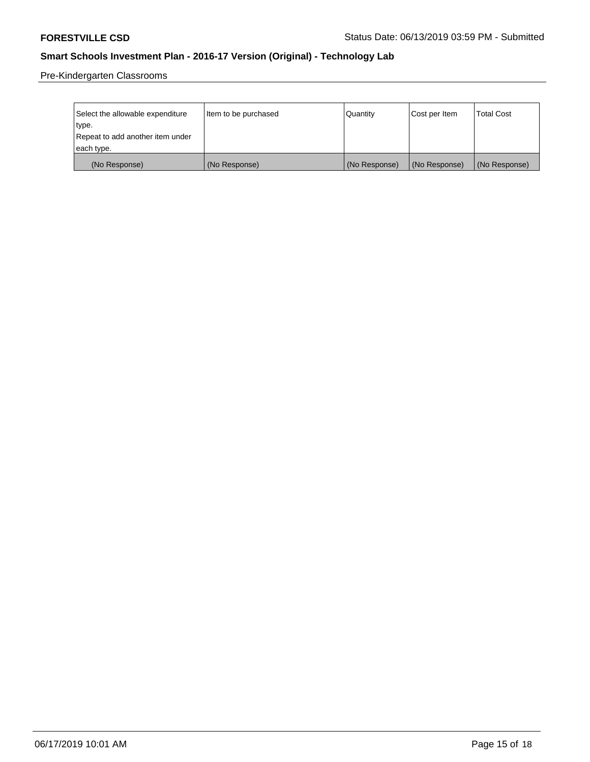Pre-Kindergarten Classrooms

| Select the allowable expenditure type. Repeat to add another item under each type. | Item to be purchased | Quantity | Cost per Item | Total Cost |
|---|---|---|---|---|
| (No Response) | (No Response) | (No Response) | (No Response) | (No Response) |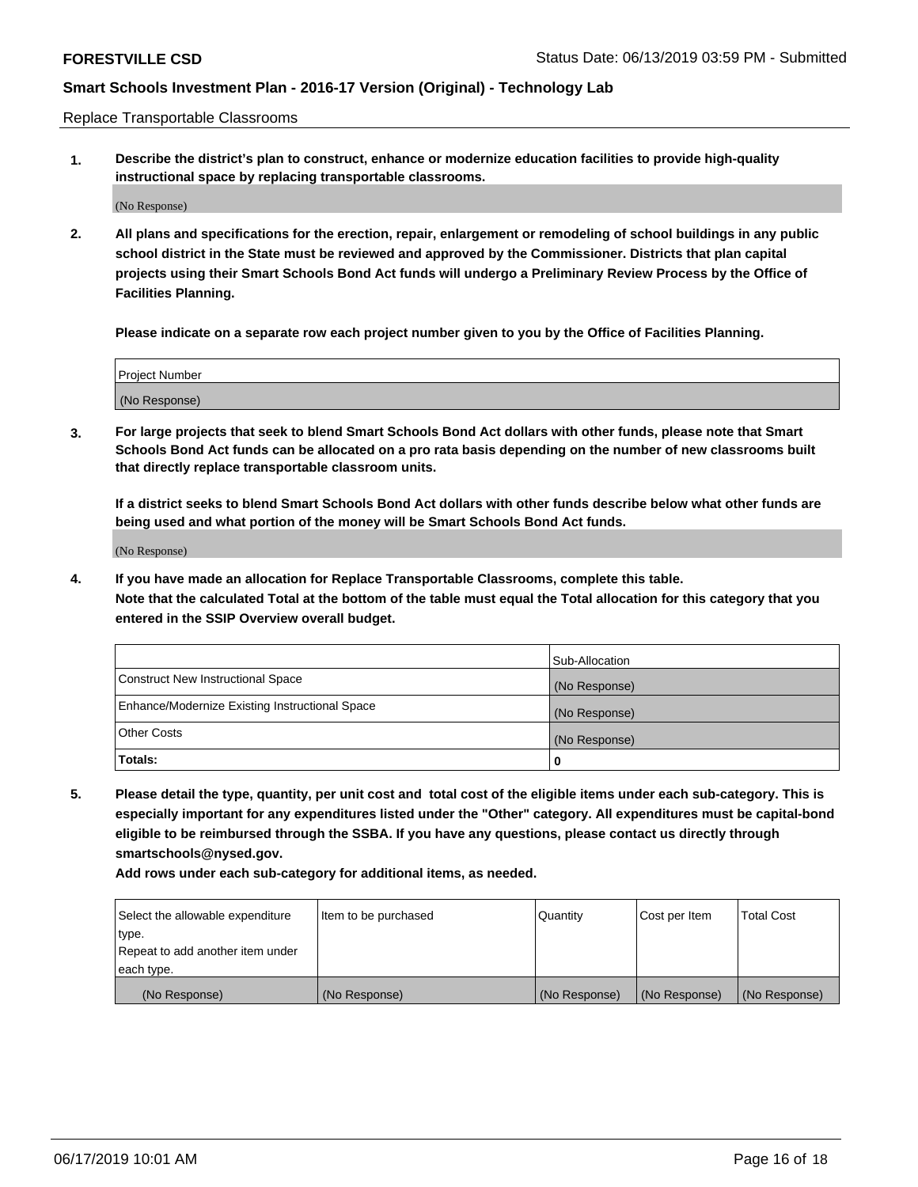Replace Transportable Classrooms

**1. Describe the district's plan to construct, enhance or modernize education facilities to provide high-quality instructional space by replacing transportable classrooms.**

(No Response)

**2. All plans and specifications for the erection, repair, enlargement or remodeling of school buildings in any public school district in the State must be reviewed and approved by the Commissioner. Districts that plan capital projects using their Smart Schools Bond Act funds will undergo a Preliminary Review Process by the Office of Facilities Planning.**

**Please indicate on a separate row each project number given to you by the Office of Facilities Planning.**

| Project Number |
| --- |
| (No Response) |

**3. For large projects that seek to blend Smart Schools Bond Act dollars with other funds, please note that Smart Schools Bond Act funds can be allocated on a pro rata basis depending on the number of new classrooms built that directly replace transportable classroom units.**

**If a district seeks to blend Smart Schools Bond Act dollars with other funds describe below what other funds are being used and what portion of the money will be Smart Schools Bond Act funds.**

(No Response)

**4. If you have made an allocation for Replace Transportable Classrooms, complete this table. Note that the calculated Total at the bottom of the table must equal the Total allocation for this category that you entered in the SSIP Overview overall budget.**

| | Sub-Allocation |
| --- | --- |
| Construct New Instructional Space | (No Response) |
| Enhance/Modernize Existing Instructional Space | (No Response) |
| Other Costs | (No Response) |
| **Totals:** | **0** |

**5. Please detail the type, quantity, per unit cost and total cost of the eligible items under each sub-category. This is especially important for any expenditures listed under the "Other" category. All expenditures must be capital-bond eligible to be reimbursed through the SSBA. If you have any questions, please contact us directly through smartschools@nysed.gov.**

**Add rows under each sub-category for additional items, as needed.**

| Select the allowable expenditure type. Repeat to add another item under each type. | Item to be purchased | Quantity | Cost per Item | Total Cost |
| --- | --- | --- | --- | --- |
| (No Response) | (No Response) | (No Response) | (No Response) | (No Response) |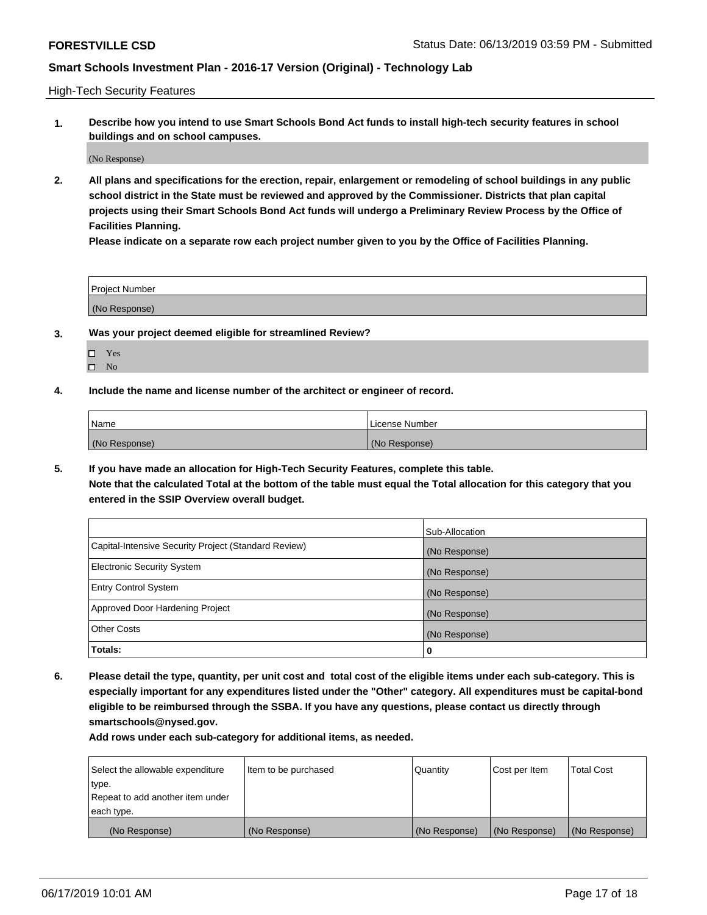High-Tech Security Features

**1. Describe how you intend to use Smart Schools Bond Act funds to install high-tech security features in school buildings and on school campuses.**

(No Response)

**2. All plans and specifications for the erection, repair, enlargement or remodeling of school buildings in any public school district in the State must be reviewed and approved by the Commissioner. Districts that plan capital projects using their Smart Schools Bond Act funds will undergo a Preliminary Review Process by the Office of Facilities Planning.**

**Please indicate on a separate row each project number given to you by the Office of Facilities Planning.**

| Project Number |
| --- |
| (No Response) |

**3. Was your project deemed eligible for streamlined Review?**

- ☐ Yes
- ☐ No

**4. Include the name and license number of the architect or engineer of record.**

| Name | License Number |
| --- | --- |
| (No Response) | (No Response) |

**5. If you have made an allocation for High-Tech Security Features, complete this table.**
**Note that the calculated Total at the bottom of the table must equal the Total allocation for this category that you entered in the SSIP Overview overall budget.**

| | Sub-Allocation |
| --- | --- |
| Capital-Intensive Security Project (Standard Review) | (No Response) |
| Electronic Security System | (No Response) |
| Entry Control System | (No Response) |
| Approved Door Hardening Project | (No Response) |
| Other Costs | (No Response) |
| **Totals:** | **0** |

**6. Please detail the type, quantity, per unit cost and total cost of the eligible items under each sub-category. This is especially important for any expenditures listed under the "Other" category. All expenditures must be capital-bond eligible to be reimbursed through the SSBA. If you have any questions, please contact us directly through smartschools@nysed.gov.**

**Add rows under each sub-category for additional items, as needed.**

| Select the allowable expenditure type. Repeat to add another item under each type. | Item to be purchased | Quantity | Cost per Item | Total Cost |
| --- | --- | --- | --- | --- |
| (No Response) | (No Response) | (No Response) | (No Response) | (No Response) |